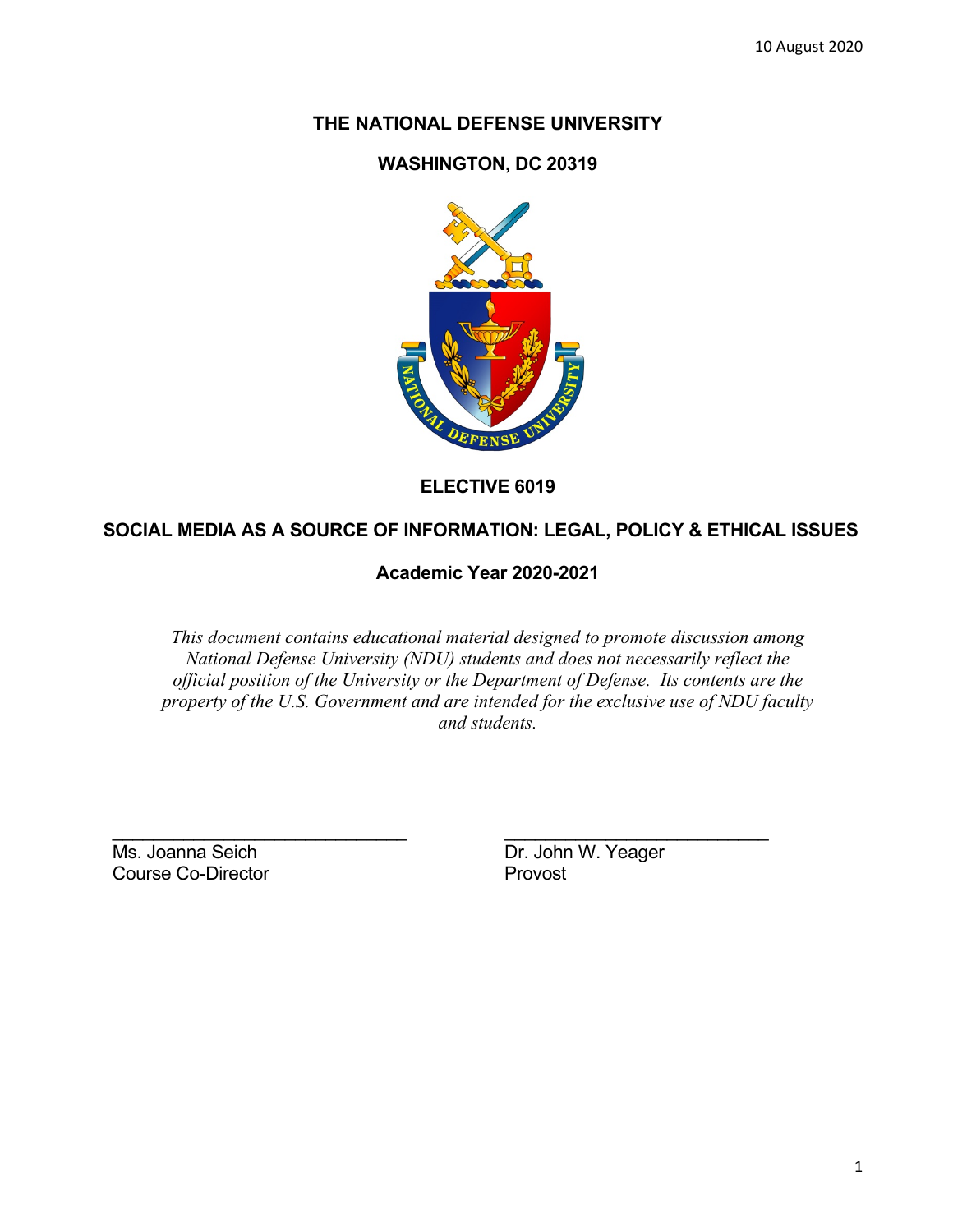10 August 2020

# THE NATIONAL DEFENSE UNIVERSITY

## WASHINGTON, DC 20319

## ELECTIVE 6019

## SOCIAL MEDIA AS A SOURCE OF INFORMATION: LEGAL, POLICY & ETHICAL ISSUES

### Academic Year 2020-2021

*This document contains educational material designed to promote discussion among National Defense University (NDU) students and does not necessarily reflect the official position of the University or the Department of Defense. Its contents are the property of the U.S. Government and are intended for the exclusive use of NDU faculty and students.*

\_\_\_\_\_\_\_\_\_\_\_\_\_\_\_\_\_\_\_\_\_\_\_\_\_\_\_\_\_\_
Ms. Joanna Seich
Course Co-Director

\_\_\_\_\_\_\_\_\_\_\_\_\_\_\_\_\_\_\_\_\_\_\_\_\_\_\_\_\_\_
Dr. John W. Yeager
Provost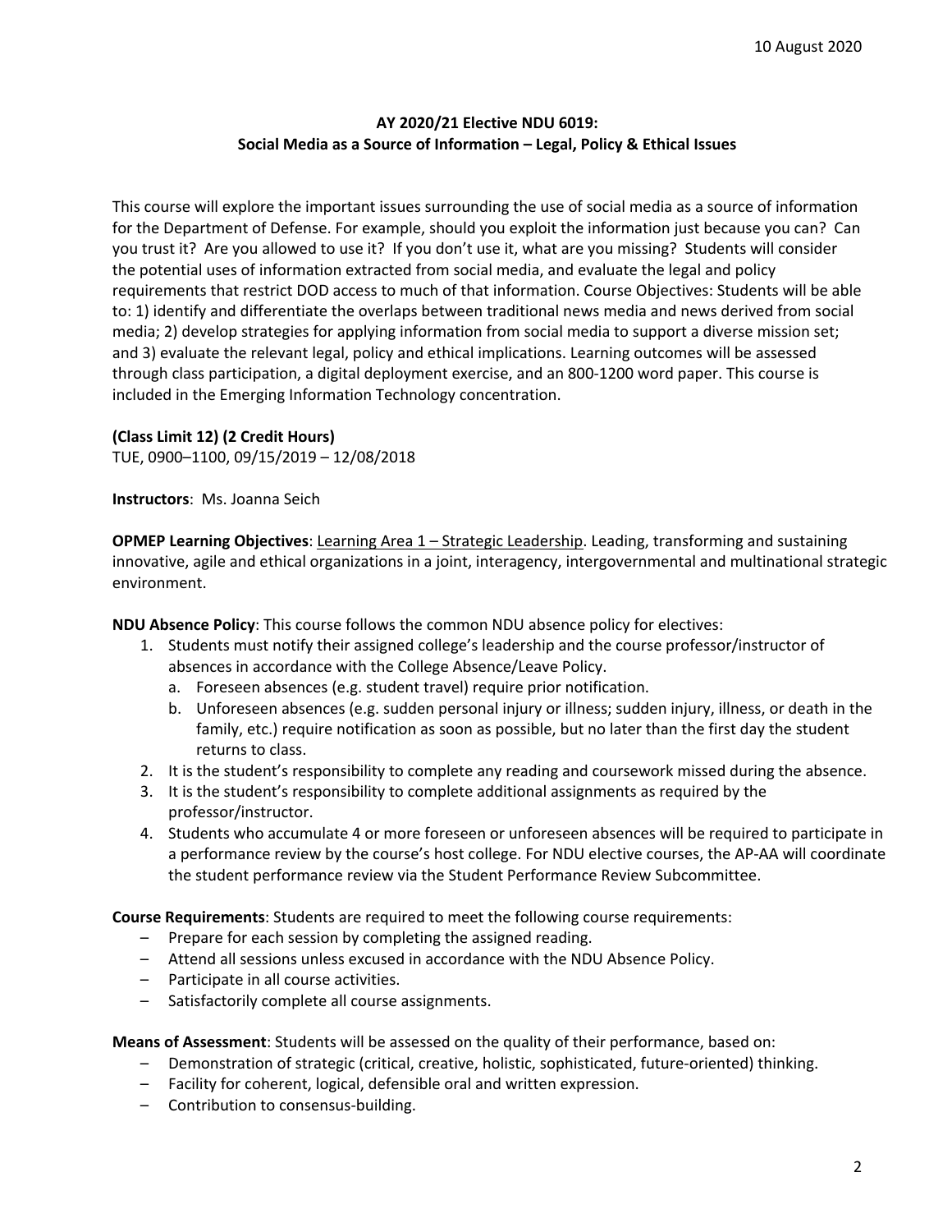10 August 2020

**AY 2020/21 Elective NDU 6019:**
**Social Media as a Source of Information – Legal, Policy & Ethical Issues**

This course will explore the important issues surrounding the use of social media as a source of information for the Department of Defense. For example, should you exploit the information just because you can? Can you trust it? Are you allowed to use it? If you don't use it, what are you missing? Students will consider the potential uses of information extracted from social media, and evaluate the legal and policy requirements that restrict DOD access to much of that information. Course Objectives: Students will be able to: 1) identify and differentiate the overlaps between traditional news media and news derived from social media; 2) develop strategies for applying information from social media to support a diverse mission set; and 3) evaluate the relevant legal, policy and ethical implications. Learning outcomes will be assessed through class participation, a digital deployment exercise, and an 800-1200 word paper. This course is included in the Emerging Information Technology concentration.

**(Class Limit 12) (2 Credit Hours)**
TUE, 0900–1100, 09/15/2019 – 12/08/2018

**Instructors**: Ms. Joanna Seich

**OPMEP Learning Objectives**: Learning Area 1 – Strategic Leadership. Leading, transforming and sustaining innovative, agile and ethical organizations in a joint, interagency, intergovernmental and multinational strategic environment.

**NDU Absence Policy**: This course follows the common NDU absence policy for electives:

1. Students must notify their assigned college's leadership and the course professor/instructor of absences in accordance with the College Absence/Leave Policy.
   a. Foreseen absences (e.g. student travel) require prior notification.
   b. Unforeseen absences (e.g. sudden personal injury or illness; sudden injury, illness, or death in the family, etc.) require notification as soon as possible, but no later than the first day the student returns to class.
2. It is the student's responsibility to complete any reading and coursework missed during the absence.
3. It is the student's responsibility to complete additional assignments as required by the professor/instructor.
4. Students who accumulate 4 or more foreseen or unforeseen absences will be required to participate in a performance review by the course's host college. For NDU elective courses, the AP-AA will coordinate the student performance review via the Student Performance Review Subcommittee.

**Course Requirements**: Students are required to meet the following course requirements:

- Prepare for each session by completing the assigned reading.
- Attend all sessions unless excused in accordance with the NDU Absence Policy.
- Participate in all course activities.
- Satisfactorily complete all course assignments.

**Means of Assessment**: Students will be assessed on the quality of their performance, based on:

- Demonstration of strategic (critical, creative, holistic, sophisticated, future-oriented) thinking.
- Facility for coherent, logical, defensible oral and written expression.
- Contribution to consensus-building.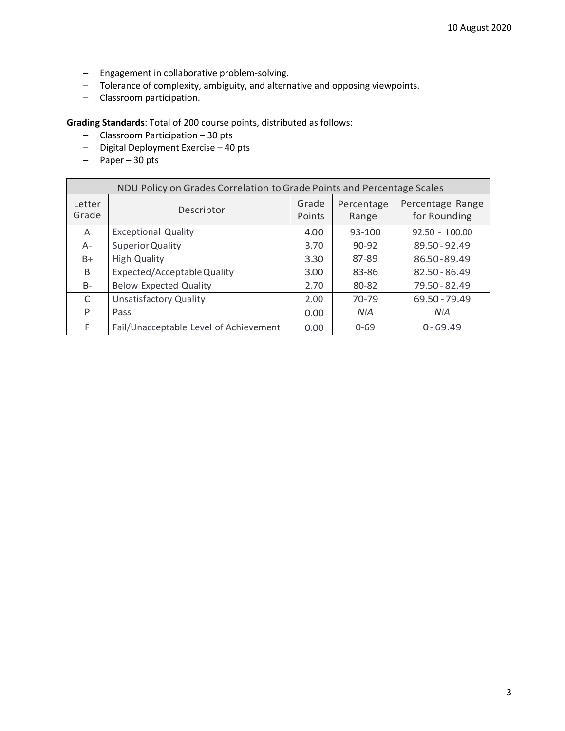- Engagement in collaborative problem-solving.
- Tolerance of complexity, ambiguity, and alternative and opposing viewpoints.
- Classroom participation.

**Grading Standards**: Total of 200 course points, distributed as follows:

- Classroom Participation – 30 pts
- Digital Deployment Exercise – 40 pts
- Paper – 30 pts

| NDU Policy on Grades Correlation to Grade Points and Percentage Scales | | | | |
|---|---|---|---|---|
| Letter Grade | Descriptor | Grade Points | Percentage Range | Percentage Range for Rounding |
| A | Exceptional Quality | 4.00 | 93-100 | 92.50 - 100.00 |
| A- | Superior Quality | 3.70 | 90-92 | 89.50 - 92.49 |
| B+ | High Quality | 3.30 | 87-89 | 86.50 - 89.49 |
| B | Expected/Acceptable Quality | 3.00 | 83-86 | 82.50 - 86.49 |
| B- | Below Expected Quality | 2.70 | 80-82 | 79.50 - 82.49 |
| C | Unsatisfactory Quality | 2.00 | 70-79 | 69.50 - 79.49 |
| P | Pass | 0.00 | *N/A* | *N/A* |
| F | Fail/Unacceptable Level of Achievement | 0.00 | 0-69 | 0 - 69.49 |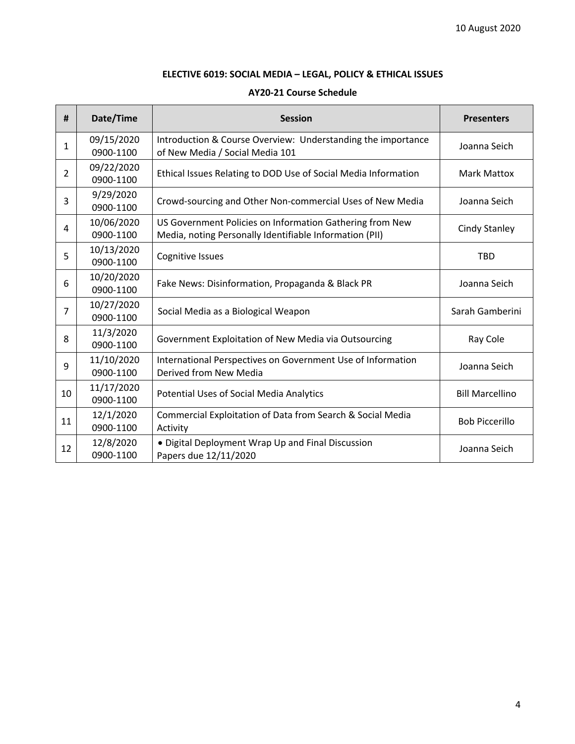10 August 2020

**ELECTIVE 6019: SOCIAL MEDIA – LEGAL, POLICY & ETHICAL ISSUES**

**AY20-21 Course Schedule**

| # | Date/Time | Session | Presenters |
|---|---|---|---|
| 1 | 09/15/2020 0900-1100 | Introduction & Course Overview: Understanding the importance of New Media / Social Media 101 | Joanna Seich |
| 2 | 09/22/2020 0900-1100 | Ethical Issues Relating to DOD Use of Social Media Information | Mark Mattox |
| 3 | 9/29/2020 0900-1100 | Crowd-sourcing and Other Non-commercial Uses of New Media | Joanna Seich |
| 4 | 10/06/2020 0900-1100 | US Government Policies on Information Gathering from New Media, noting Personally Identifiable Information (PII) | Cindy Stanley |
| 5 | 10/13/2020 0900-1100 | Cognitive Issues | TBD |
| 6 | 10/20/2020 0900-1100 | Fake News: Disinformation, Propaganda & Black PR | Joanna Seich |
| 7 | 10/27/2020 0900-1100 | Social Media as a Biological Weapon | Sarah Gamberini |
| 8 | 11/3/2020 0900-1100 | Government Exploitation of New Media via Outsourcing | Ray Cole |
| 9 | 11/10/2020 0900-1100 | International Perspectives on Government Use of Information Derived from New Media | Joanna Seich |
| 10 | 11/17/2020 0900-1100 | Potential Uses of Social Media Analytics | Bill Marcellino |
| 11 | 12/1/2020 0900-1100 | Commercial Exploitation of Data from Search & Social Media Activity | Bob Piccerillo |
| 12 | 12/8/2020 0900-1100 | • Digital Deployment Wrap Up and Final Discussion Papers due 12/11/2020 | Joanna Seich |